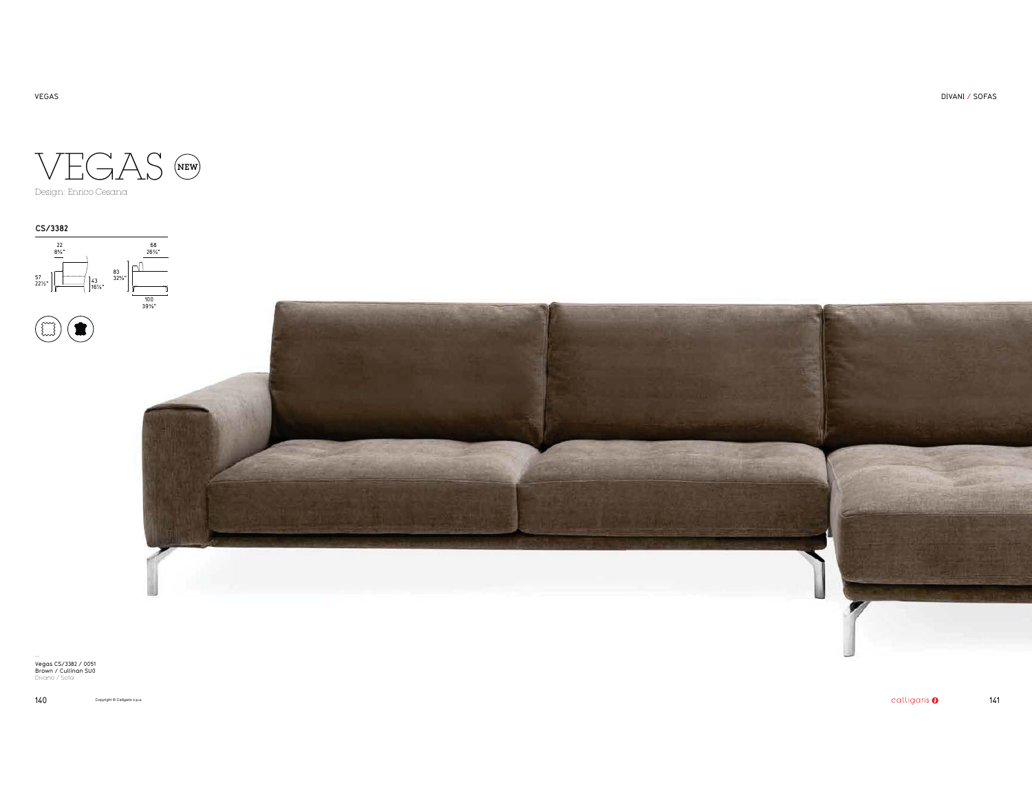# VEGAS NEW

Design: Enrico Cesana

**CS/3382**

22
8⅝"

57
22½"

43
16⅞"

68
26¾"

83
32⅝"

100
39⅜"

Vegas CS/3382 / 0051
Brown / Cullinan SU0
Divano / Sofa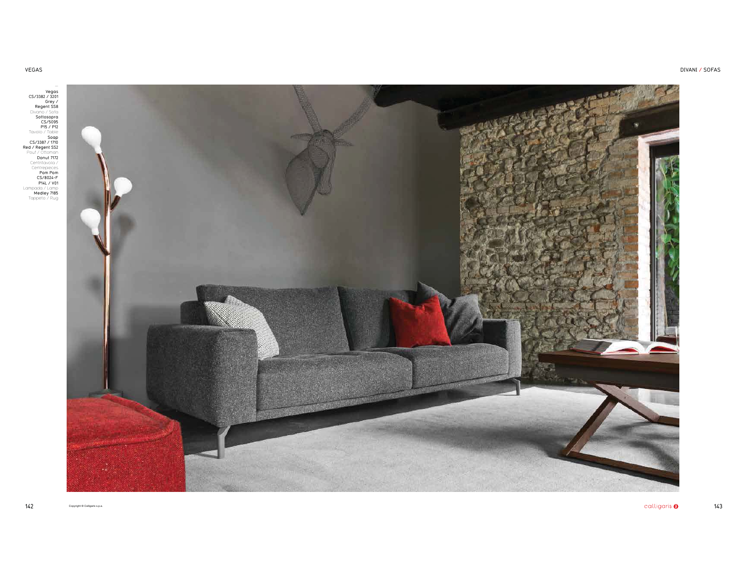Vegas
CS/3382 / 3201
Grey /
Regent S58
Divano / Sofa

Sottosopra
CS/5095
P15 / P12
Tavolo / Table

Soap
CS/3387 / 1710
Red / Regent S52
Pouf / Ottoman

Donut 7172
Centritavola / Centrepieces

Pom Pom
CS/8024-F
P14L / V01
Lampada / Lamp

Medley 7185
Tappeto / Rug

Copyright © Calligaris s.p.a.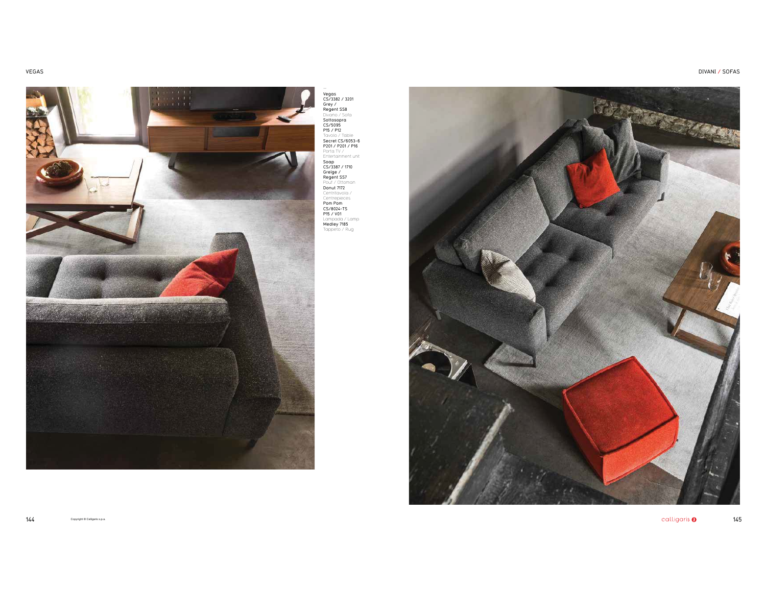—
Vegas
CS/3382 / 3201
Grey /
Regent SS8
Divano / Sofa
Sottosopra
CS/5095
P15 / P12
Tavolo / Table
Secret CS/6053-6
P201 / P201 / P16
Porta TV /
Entertainment unit
Soap
CS/3387 / 1710
Greige /
Regent SS7
Pouf / Ottoman
Donut 7172
Centritavola /
Centrepieces
Pom Pom
CS/8024-TS
P15 / V01
Lampada / Lamp
Medley 7185
Tappeto / Rug

Copyright © Calligaris s.p.a.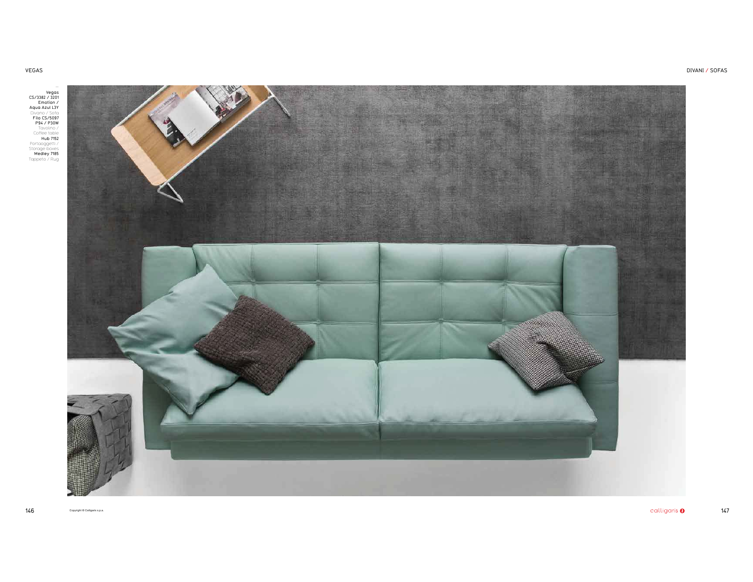Vegas
CS/3382 / 3201
Emotion /
Aqua Azul L3Y
Divano / Sofa
Filo CS/5097
P94 / P30W
Tavolino /
Coffee table
Hub 7152
Portaoggetti /
Storage boxes
Medley 7185
Tappeto / Rug

Copyright © Calligaris s.p.a.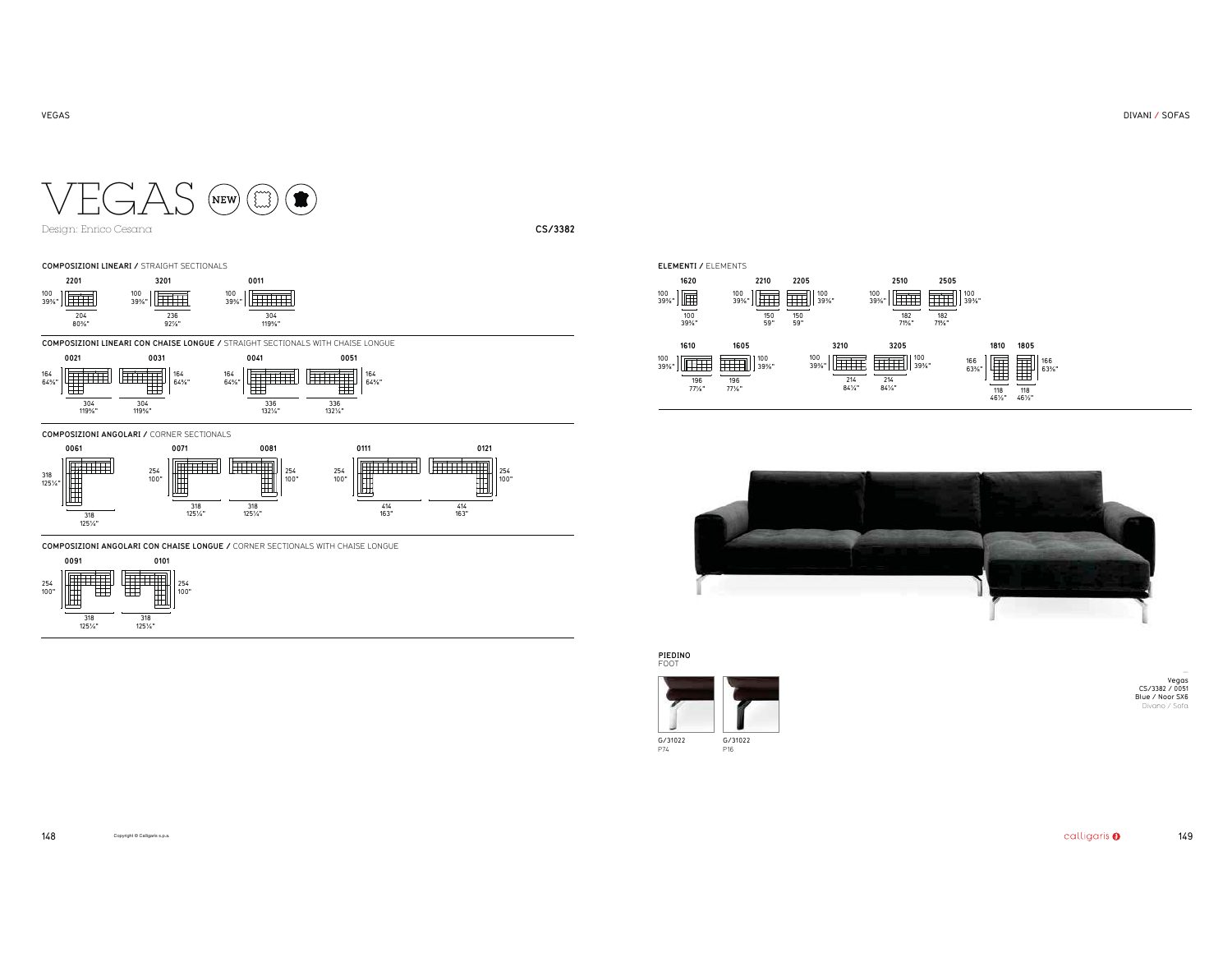# VEGAS

NEW

Design: Enrico Cesana

**CS/3382**

**COMPOSIZIONI LINEARI /** STRAIGHT SECTIONALS

**2201**
100
39⅜"
204
80⅜"

**3201**
100
39⅜"
236
92⅞"

**0011**
100
39⅜"
304
119⅝"

**COMPOSIZIONI LINEARI CON CHAISE LONGUE /** STRAIGHT SECTIONALS WITH CHAISE LONGUE

**0021**
164
64⅝"
304
119⅝"

**0031**
164
64⅝"
304
119⅝"

**0041**
164
64⅝"
336
132¼"

**0051**
164
64⅝"
336
132¼"

**COMPOSIZIONI ANGOLARI /** CORNER SECTIONALS

**0061**
318
125¼"
318
125¼"

**0071**
254
100"
318
125¼"

**0081**
254
100"
318
125¼"

**0111**
254
100"
414
163"

**0121**
254
100"
414
163"

**COMPOSIZIONI ANGOLARI CON CHAISE LONGUE /** CORNER SECTIONALS WITH CHAISE LONGUE

**0091**
254
100"
318
125¼"

**0101**
254
100"
318
125¼"

Copyright © Calligaris s.p.a.

**ELEMENTI /** ELEMENTS

**1620**
100
39⅜"
100
39⅜"

**2210**
100
39⅜"
150
59"

**2205**
100
39⅜"
150
59"

**2510**
100
39⅜"
182
71⅝"

**2505**
100
39⅜"
182
71⅝"

**1610**
100
39⅜"
196
77⅛"

**1605**
100
39⅜"
196
77⅛"

**3210**
100
39⅜"
214
84¼"

**3205**
100
39⅜"
214
84¼"

**1810**
166
63⅜"
118
46½"

**1805**
166
63⅜"
118
46½"

**PIEDINO**
FOOT

G/31022
P74

G/31022
P16

Vegas
CS/3382 / 0051
Blue / Noor SX6
Divano / Sofa